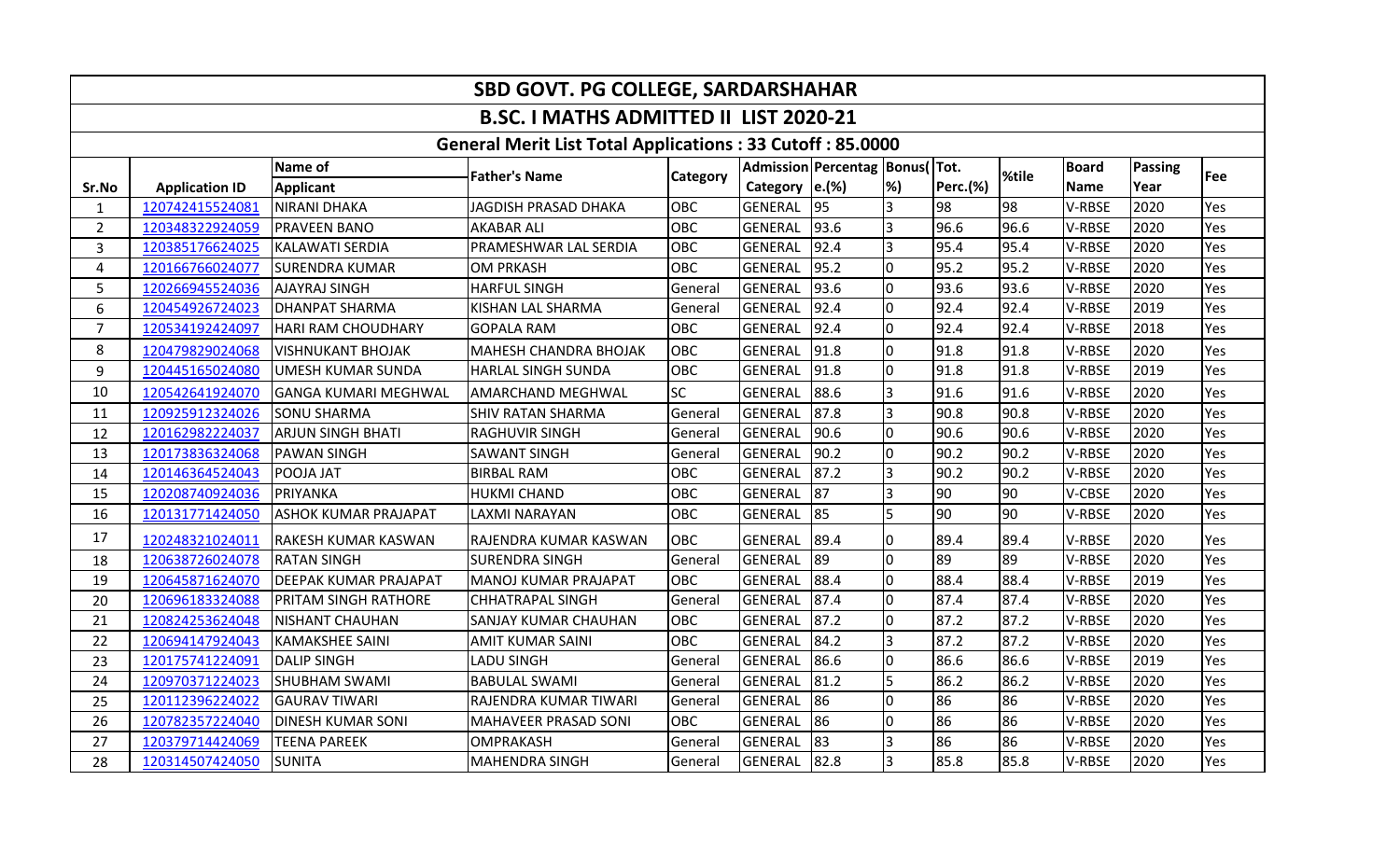# SBD GOVT. PG COLLEGE, SARDARSHAHAR

## B.SC. I MATHS ADMITTED II LIST 2020-21

### General Merit List Total Applications : 33 Cutoff : 85.0000

| Sr.No | Application ID | Name of Applicant | Father's Name | Category | Admission Category | Percentage.(%) | Bonus(%) | Tot. Perc.(%) | %tile | Board Name | Passing Year | Fee |
|---|---|---|---|---|---|---|---|---|---|---|---|---|
| 1 | 120742415524081 | NIRANI DHAKA | JAGDISH PRASAD DHAKA | OBC | GENERAL | 95 | 3 | 98 | 98 | V-RBSE | 2020 | Yes |
| 2 | 120348322924059 | PRAVEEN BANO | AKABAR ALI | OBC | GENERAL | 93.6 | 3 | 96.6 | 96.6 | V-RBSE | 2020 | Yes |
| 3 | 120385176624025 | KALAWATI SERDIA | PRAMESHWAR LAL SERDIA | OBC | GENERAL | 92.4 | 3 | 95.4 | 95.4 | V-RBSE | 2020 | Yes |
| 4 | 120166766024077 | SURENDRA KUMAR | OM PRKASH | OBC | GENERAL | 95.2 | 0 | 95.2 | 95.2 | V-RBSE | 2020 | Yes |
| 5 | 120266945524036 | AJAYRAJ SINGH | HARFUL SINGH | General | GENERAL | 93.6 | 0 | 93.6 | 93.6 | V-RBSE | 2020 | Yes |
| 6 | 120454926724023 | DHANPAT SHARMA | KISHAN LAL SHARMA | General | GENERAL | 92.4 | 0 | 92.4 | 92.4 | V-RBSE | 2019 | Yes |
| 7 | 120534192424097 | HARI RAM CHOUDHARY | GOPALA RAM | OBC | GENERAL | 92.4 | 0 | 92.4 | 92.4 | V-RBSE | 2018 | Yes |
| 8 | 120479829024068 | VISHNUKANT BHOJAK | MAHESH CHANDRA BHOJAK | OBC | GENERAL | 91.8 | 0 | 91.8 | 91.8 | V-RBSE | 2020 | Yes |
| 9 | 120445165024080 | UMESH KUMAR SUNDA | HARLAL SINGH SUNDA | OBC | GENERAL | 91.8 | 0 | 91.8 | 91.8 | V-RBSE | 2019 | Yes |
| 10 | 120542641924070 | GANGA KUMARI MEGHWAL | AMARCHAND MEGHWAL | SC | GENERAL | 88.6 | 3 | 91.6 | 91.6 | V-RBSE | 2020 | Yes |
| 11 | 120925912324026 | SONU SHARMA | SHIV RATAN SHARMA | General | GENERAL | 87.8 | 3 | 90.8 | 90.8 | V-RBSE | 2020 | Yes |
| 12 | 120162982224037 | ARJUN SINGH BHATI | RAGHUVIR SINGH | General | GENERAL | 90.6 | 0 | 90.6 | 90.6 | V-RBSE | 2020 | Yes |
| 13 | 120173836324068 | PAWAN SINGH | SAWANT SINGH | General | GENERAL | 90.2 | 0 | 90.2 | 90.2 | V-RBSE | 2020 | Yes |
| 14 | 120146364524043 | POOJA JAT | BIRBAL RAM | OBC | GENERAL | 87.2 | 3 | 90.2 | 90.2 | V-RBSE | 2020 | Yes |
| 15 | 120208740924036 | PRIYANKA | HUKMI CHAND | OBC | GENERAL | 87 | 3 | 90 | 90 | V-CBSE | 2020 | Yes |
| 16 | 120131771424050 | ASHOK KUMAR PRAJAPAT | LAXMI NARAYAN | OBC | GENERAL | 85 | 5 | 90 | 90 | V-RBSE | 2020 | Yes |
| 17 | 120248321024011 | RAKESH KUMAR KASWAN | RAJENDRA KUMAR KASWAN | OBC | GENERAL | 89.4 | 0 | 89.4 | 89.4 | V-RBSE | 2020 | Yes |
| 18 | 120638726024078 | RATAN SINGH | SURENDRA SINGH | General | GENERAL | 89 | 0 | 89 | 89 | V-RBSE | 2020 | Yes |
| 19 | 120645871624070 | DEEPAK KUMAR PRAJAPAT | MANOJ KUMAR PRAJAPAT | OBC | GENERAL | 88.4 | 0 | 88.4 | 88.4 | V-RBSE | 2019 | Yes |
| 20 | 120696183324088 | PRITAM SINGH RATHORE | CHHATRAPAL SINGH | General | GENERAL | 87.4 | 0 | 87.4 | 87.4 | V-RBSE | 2020 | Yes |
| 21 | 120824253624048 | NISHANT CHAUHAN | SANJAY KUMAR CHAUHAN | OBC | GENERAL | 87.2 | 0 | 87.2 | 87.2 | V-RBSE | 2020 | Yes |
| 22 | 120694147924043 | KAMAKSHEE SAINI | AMIT KUMAR SAINI | OBC | GENERAL | 84.2 | 3 | 87.2 | 87.2 | V-RBSE | 2020 | Yes |
| 23 | 120175741224091 | DALIP SINGH | LADU SINGH | General | GENERAL | 86.6 | 0 | 86.6 | 86.6 | V-RBSE | 2019 | Yes |
| 24 | 120970371224023 | SHUBHAM SWAMI | BABULAL SWAMI | General | GENERAL | 81.2 | 5 | 86.2 | 86.2 | V-RBSE | 2020 | Yes |
| 25 | 120112396224022 | GAURAV TIWARI | RAJENDRA KUMAR TIWARI | General | GENERAL | 86 | 0 | 86 | 86 | V-RBSE | 2020 | Yes |
| 26 | 120782357224040 | DINESH KUMAR SONI | MAHAVEER PRASAD SONI | OBC | GENERAL | 86 | 0 | 86 | 86 | V-RBSE | 2020 | Yes |
| 27 | 120379714424069 | TEENA PAREEK | OMPRAKASH | General | GENERAL | 83 | 3 | 86 | 86 | V-RBSE | 2020 | Yes |
| 28 | 120314507424050 | SUNITA | MAHENDRA SINGH | General | GENERAL | 82.8 | 3 | 85.8 | 85.8 | V-RBSE | 2020 | Yes |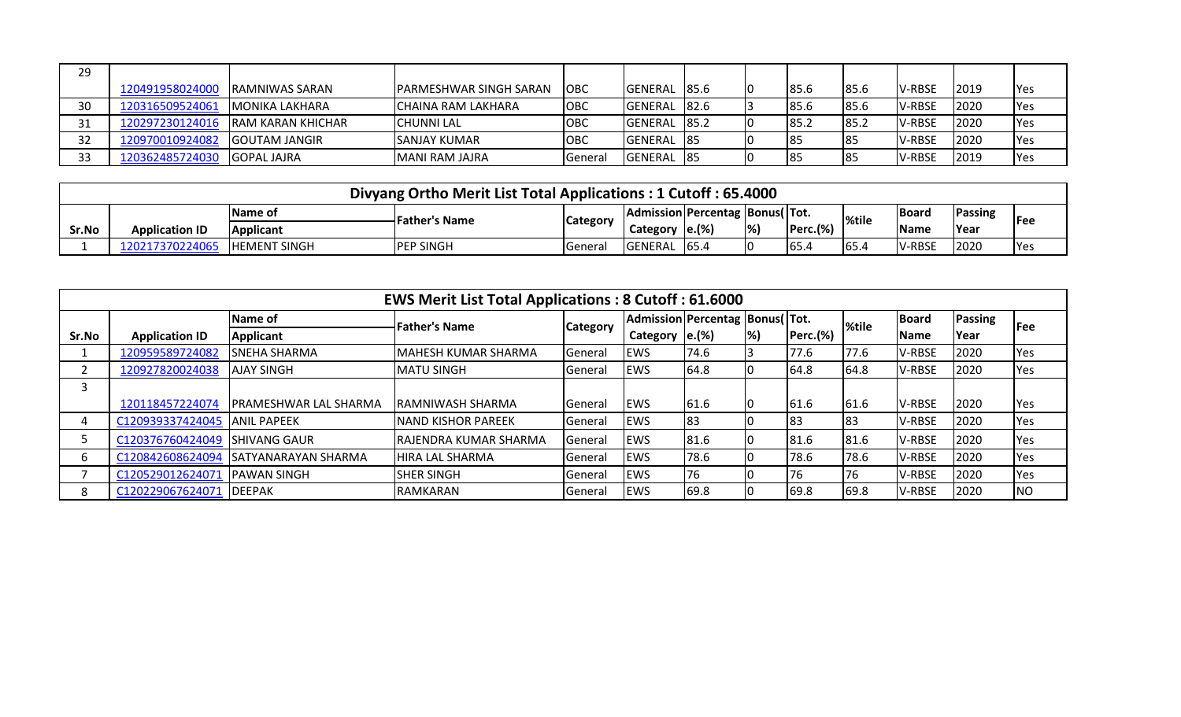| Sr.No | Application ID | Name of Applicant | Father's Name | Category | Admission Category | Percentage.(%) | Bonus(%) | Tot. Perc.(%) | %tile | Board Name | Passing Year | Fee |
|---|---|---|---|---|---|---|---|---|---|---|---|---|
| 29 | 120491958024000 | RAMNIWAS SARAN | PARMESHWAR SINGH SARAN | OBC | GENERAL | 85.6 | 0 | 85.6 | 85.6 | V-RBSE | 2019 | Yes |
| 30 | 120316509524061 | MONIKA LAKHARA | CHAINA RAM LAKHARA | OBC | GENERAL | 82.6 | 3 | 85.6 | 85.6 | V-RBSE | 2020 | Yes |
| 31 | 120297230124016 | RAM KARAN KHICHAR | CHUNNI LAL | OBC | GENERAL | 85.2 | 0 | 85.2 | 85.2 | V-RBSE | 2020 | Yes |
| 32 | 120970010924082 | GOUTAM JANGIR | SANJAY KUMAR | OBC | GENERAL | 85 | 0 | 85 | 85 | V-RBSE | 2020 | Yes |
| 33 | 120362485724030 | GOPAL JAJRA | MANI RAM JAJRA | General | GENERAL | 85 | 0 | 85 | 85 | V-RBSE | 2019 | Yes |

## Divyang Ortho Merit List Total Applications : 1 Cutoff : 65.4000

| Sr.No | Application ID | Name of Applicant | Father's Name | Category | Admission Category | Percentage.(%) | Bonus(%) | Tot. Perc.(%) | %tile | Board Name | Passing Year | Fee |
|---|---|---|---|---|---|---|---|---|---|---|---|---|
| 1 | 120217370224065 | HEMENT SINGH | PEP SINGH | General | GENERAL | 65.4 | 0 | 65.4 | 65.4 | V-RBSE | 2020 | Yes |

## EWS Merit List Total Applications : 8 Cutoff : 61.6000

| Sr.No | Application ID | Name of Applicant | Father's Name | Category | Admission Category | Percentage.(%) | Bonus(%) | Tot. Perc.(%) | %tile | Board Name | Passing Year | Fee |
|---|---|---|---|---|---|---|---|---|---|---|---|---|
| 1 | 120959589724082 | SNEHA SHARMA | MAHESH KUMAR SHARMA | General | EWS | 74.6 | 3 | 77.6 | 77.6 | V-RBSE | 2020 | Yes |
| 2 | 120927820024038 | AJAY SINGH | MATU SINGH | General | EWS | 64.8 | 0 | 64.8 | 64.8 | V-RBSE | 2020 | Yes |
| 3 | 120118457224074 | PRAMESHWAR LAL SHARMA | RAMNIWASH SHARMA | General | EWS | 61.6 | 0 | 61.6 | 61.6 | V-RBSE | 2020 | Yes |
| 4 | C120939337424045 | ANIL PAPEEK | NAND KISHOR PAREEK | General | EWS | 83 | 0 | 83 | 83 | V-RBSE | 2020 | Yes |
| 5 | C120376760424049 | SHIVANG GAUR | RAJENDRA KUMAR SHARMA | General | EWS | 81.6 | 0 | 81.6 | 81.6 | V-RBSE | 2020 | Yes |
| 6 | C120842608624094 | SATYANARAYAN SHARMA | HIRA LAL SHARMA | General | EWS | 78.6 | 0 | 78.6 | 78.6 | V-RBSE | 2020 | Yes |
| 7 | C120529012624071 | PAWAN SINGH | SHER SINGH | General | EWS | 76 | 0 | 76 | 76 | V-RBSE | 2020 | Yes |
| 8 | C120229067624071 | DEEPAK | RAMKARAN | General | EWS | 69.8 | 0 | 69.8 | 69.8 | V-RBSE | 2020 | NO |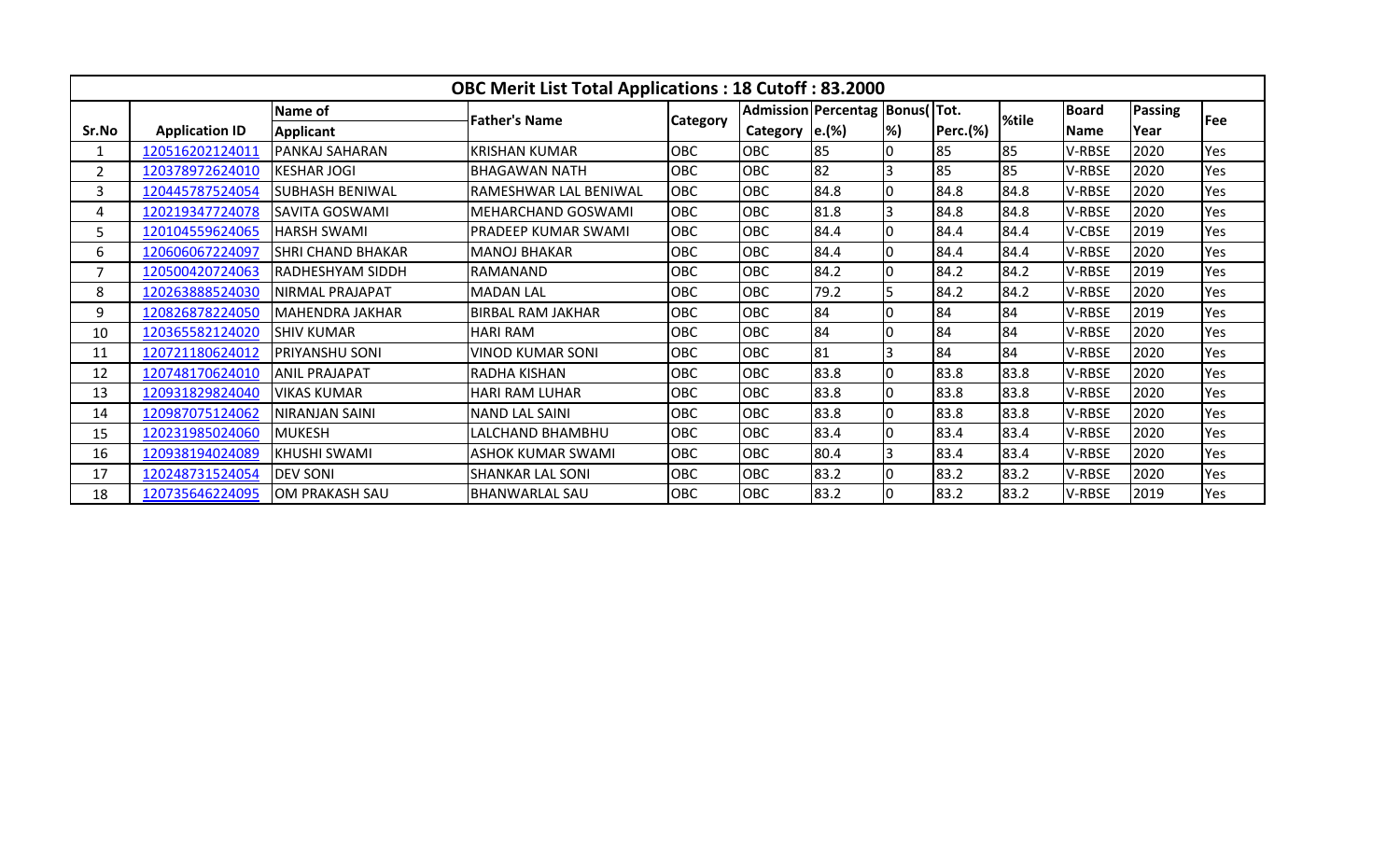| OBC Merit List Total Applications : 18 Cutoff : 83.2000 | | | | | | | | | | | | |
|---|---|---|---|---|---|---|---|---|---|---|---|---|
| Sr.No | Application ID | Name of Applicant | Father's Name | Category | Admission Category | Percentage.(%) | Bonus(%) | Tot. Perc.(%) | %tile | Board Name | Passing Year | Fee |
| 1 | 120516202124011 | PANKAJ SAHARAN | KRISHAN KUMAR | OBC | OBC | 85 | 0 | 85 | 85 | V-RBSE | 2020 | Yes |
| 2 | 120378972624010 | KESHAR JOGI | BHAGAWAN NATH | OBC | OBC | 82 | 3 | 85 | 85 | V-RBSE | 2020 | Yes |
| 3 | 120445787524054 | SUBHASH BENIWAL | RAMESHWAR LAL BENIWAL | OBC | OBC | 84.8 | 0 | 84.8 | 84.8 | V-RBSE | 2020 | Yes |
| 4 | 120219347724078 | SAVITA GOSWAMI | MEHARCHAND GOSWAMI | OBC | OBC | 81.8 | 3 | 84.8 | 84.8 | V-RBSE | 2020 | Yes |
| 5 | 120104559624065 | HARSH SWAMI | PRADEEP KUMAR SWAMI | OBC | OBC | 84.4 | 0 | 84.4 | 84.4 | V-CBSE | 2019 | Yes |
| 6 | 120606067224097 | SHRI CHAND BHAKAR | MANOJ BHAKAR | OBC | OBC | 84.4 | 0 | 84.4 | 84.4 | V-RBSE | 2020 | Yes |
| 7 | 120500420724063 | RADHESHYAM SIDDH | RAMANAND | OBC | OBC | 84.2 | 0 | 84.2 | 84.2 | V-RBSE | 2019 | Yes |
| 8 | 120263888524030 | NIRMAL PRAJAPAT | MADAN LAL | OBC | OBC | 79.2 | 5 | 84.2 | 84.2 | V-RBSE | 2020 | Yes |
| 9 | 120826878224050 | MAHENDRA JAKHAR | BIRBAL RAM JAKHAR | OBC | OBC | 84 | 0 | 84 | 84 | V-RBSE | 2019 | Yes |
| 10 | 120365582124020 | SHIV KUMAR | HARI RAM | OBC | OBC | 84 | 0 | 84 | 84 | V-RBSE | 2020 | Yes |
| 11 | 120721180624012 | PRIYANSHU SONI | VINOD KUMAR SONI | OBC | OBC | 81 | 3 | 84 | 84 | V-RBSE | 2020 | Yes |
| 12 | 120748170624010 | ANIL PRAJAPAT | RADHA KISHAN | OBC | OBC | 83.8 | 0 | 83.8 | 83.8 | V-RBSE | 2020 | Yes |
| 13 | 120931829824040 | VIKAS KUMAR | HARI RAM LUHAR | OBC | OBC | 83.8 | 0 | 83.8 | 83.8 | V-RBSE | 2020 | Yes |
| 14 | 120987075124062 | NIRANJAN SAINI | NAND LAL SAINI | OBC | OBC | 83.8 | 0 | 83.8 | 83.8 | V-RBSE | 2020 | Yes |
| 15 | 120231985024060 | MUKESH | LALCHAND BHAMBHU | OBC | OBC | 83.4 | 0 | 83.4 | 83.4 | V-RBSE | 2020 | Yes |
| 16 | 120938194024089 | KHUSHI SWAMI | ASHOK KUMAR SWAMI | OBC | OBC | 80.4 | 3 | 83.4 | 83.4 | V-RBSE | 2020 | Yes |
| 17 | 120248731524054 | DEV SONI | SHANKAR LAL SONI | OBC | OBC | 83.2 | 0 | 83.2 | 83.2 | V-RBSE | 2020 | Yes |
| 18 | 120735646224095 | OM PRAKASH SAU | BHANWARLAL SAU | OBC | OBC | 83.2 | 0 | 83.2 | 83.2 | V-RBSE | 2019 | Yes |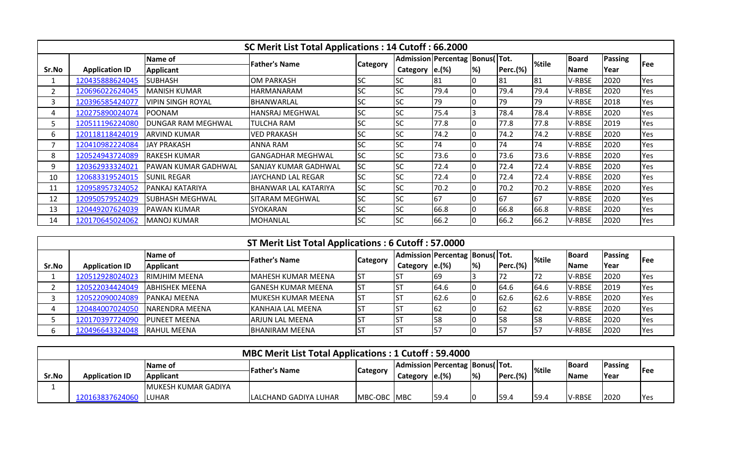| SC Merit List Total Applications : 14 Cutoff : 66.2000 | | | | | | | | | | | | |
|---|---|---|---|---|---|---|---|---|---|---|---|---|
| Sr.No | Application ID | Name of Applicant | Father's Name | Category | Admission Category | Percentage.(%) | Bonus(%) | Tot. Perc.(%) | %tile | Board Name | Passing Year | Fee |
| 1 | 120435888624045 | SUBHASH | OM PARKASH | SC | SC | 81 | 0 | 81 | 81 | V-RBSE | 2020 | Yes |
| 2 | 120696022624045 | MANISH KUMAR | HARMANARAM | SC | SC | 79.4 | 0 | 79.4 | 79.4 | V-RBSE | 2020 | Yes |
| 3 | 120396585424077 | VIPIN SINGH ROYAL | BHANWARLAL | SC | SC | 79 | 0 | 79 | 79 | V-RBSE | 2018 | Yes |
| 4 | 120275890024074 | POONAM | HANSRAJ MEGHWAL | SC | SC | 75.4 | 3 | 78.4 | 78.4 | V-RBSE | 2020 | Yes |
| 5 | 120511196224080 | DUNGAR RAM MEGHWAL | TULCHA RAM | SC | SC | 77.8 | 0 | 77.8 | 77.8 | V-RBSE | 2019 | Yes |
| 6 | 120118118424019 | ARVIND KUMAR | VED PRAKASH | SC | SC | 74.2 | 0 | 74.2 | 74.2 | V-RBSE | 2020 | Yes |
| 7 | 120410982224084 | JAY PRAKASH | ANNA RAM | SC | SC | 74 | 0 | 74 | 74 | V-RBSE | 2020 | Yes |
| 8 | 120524943724089 | RAKESH KUMAR | GANGADHAR MEGHWAL | SC | SC | 73.6 | 0 | 73.6 | 73.6 | V-RBSE | 2020 | Yes |
| 9 | 120362933324021 | PAWAN KUMAR GADHWAL | SANJAY KUMAR GADHWAL | SC | SC | 72.4 | 0 | 72.4 | 72.4 | V-RBSE | 2020 | Yes |
| 10 | 120683319524015 | SUNIL REGAR | JAYCHAND LAL REGAR | SC | SC | 72.4 | 0 | 72.4 | 72.4 | V-RBSE | 2020 | Yes |
| 11 | 120958957324052 | PANKAJ KATARIYA | BHANWAR LAL KATARIYA | SC | SC | 70.2 | 0 | 70.2 | 70.2 | V-RBSE | 2020 | Yes |
| 12 | 120950579524029 | SUBHASH MEGHWAL | SITARAM MEGHWAL | SC | SC | 67 | 0 | 67 | 67 | V-RBSE | 2020 | Yes |
| 13 | 120449207624039 | PAWAN KUMAR | SYOKARAN | SC | SC | 66.8 | 0 | 66.8 | 66.8 | V-RBSE | 2020 | Yes |
| 14 | 120170645024062 | MANOJ KUMAR | MOHANLAL | SC | SC | 66.2 | 0 | 66.2 | 66.2 | V-RBSE | 2020 | Yes |

| ST Merit List Total Applications : 6 Cutoff : 57.0000 | | | | | | | | | | | | |
|---|---|---|---|---|---|---|---|---|---|---|---|---|
| Sr.No | Application ID | Name of Applicant | Father's Name | Category | Admission Category | Percentage.(%) | Bonus(%) | Tot. Perc.(%) | %tile | Board Name | Passing Year | Fee |
| 1 | 120512928024023 | RIMJHIM MEENA | MAHESH KUMAR MEENA | ST | ST | 69 | 3 | 72 | 72 | V-RBSE | 2020 | Yes |
| 2 | 120522034424049 | ABHISHEK MEENA | GANESH KUMAR MEENA | ST | ST | 64.6 | 0 | 64.6 | 64.6 | V-RBSE | 2019 | Yes |
| 3 | 120522090024089 | PANKAJ MEENA | MUKESH KUMAR MEENA | ST | ST | 62.6 | 0 | 62.6 | 62.6 | V-RBSE | 2020 | Yes |
| 4 | 120484007024050 | NARENDRA MEENA | KANHAIA LAL MEENA | ST | ST | 62 | 0 | 62 | 62 | V-RBSE | 2020 | Yes |
| 5 | 120170397724090 | PUNEET MEENA | ARJUN LAL MEENA | ST | ST | 58 | 0 | 58 | 58 | V-RBSE | 2020 | Yes |
| 6 | 120496643324048 | RAHUL MEENA | BHANIRAM MEENA | ST | ST | 57 | 0 | 57 | 57 | V-RBSE | 2020 | Yes |

| MBC Merit List Total Applications : 1 Cutoff : 59.4000 | | | | | | | | | | | | |
|---|---|---|---|---|---|---|---|---|---|---|---|---|
| Sr.No | Application ID | Name of Applicant | Father's Name | Category | Admission Category | Percentage.(%) | Bonus(%) | Tot. Perc.(%) | %tile | Board Name | Passing Year | Fee |
| 1 | 120163837624060 | MUKESH KUMAR GADIYA LUHAR | LALCHAND GADIYA LUHAR | MBC-OBC | MBC | 59.4 | 0 | 59.4 | 59.4 | V-RBSE | 2020 | Yes |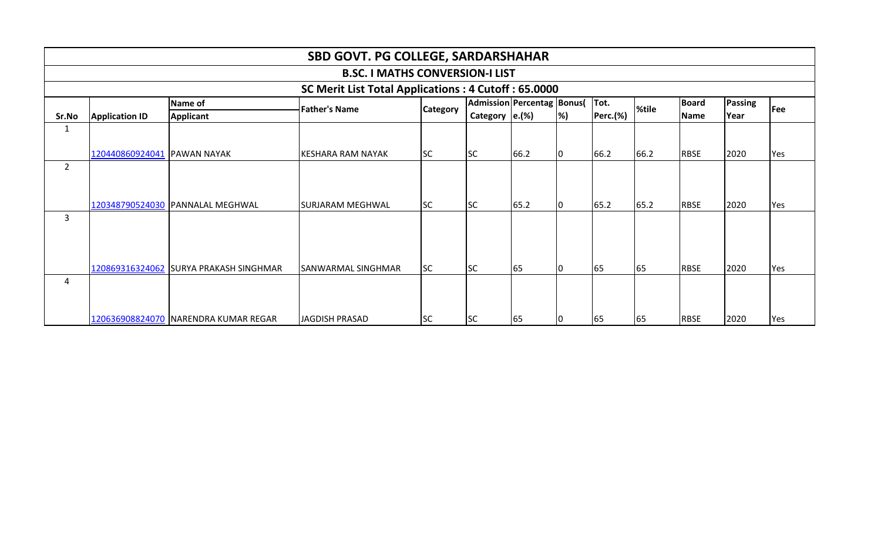# SBD GOVT. PG COLLEGE, SARDARSHAHAR

## B.SC. I MATHS CONVERSION-I LIST

### SC Merit List Total Applications : 4 Cutoff : 65.0000

| Sr.No | Application ID | Name of Applicant | Father's Name | Category | Admission Category | Percentage.(%) | Bonus(%) | Tot. Perc.(%) | %tile | Board Name | Passing Year | Fee |
|---|---|---|---|---|---|---|---|---|---|---|---|---|
| 1 | 120440860924041 | PAWAN NAYAK | KESHARA RAM NAYAK | SC | SC | 66.2 | 0 | 66.2 | 66.2 | RBSE | 2020 | Yes |
| 2 | 120348790524030 | PANNALAL MEGHWAL | SURJARAM MEGHWAL | SC | SC | 65.2 | 0 | 65.2 | 65.2 | RBSE | 2020 | Yes |
| 3 | 120869316324062 | SURYA PRAKASH SINGHMAR | SANWARMAL SINGHMAR | SC | SC | 65 | 0 | 65 | 65 | RBSE | 2020 | Yes |
| 4 | 120636908824070 | NARENDRA KUMAR REGAR | JAGDISH PRASAD | SC | SC | 65 | 0 | 65 | 65 | RBSE | 2020 | Yes |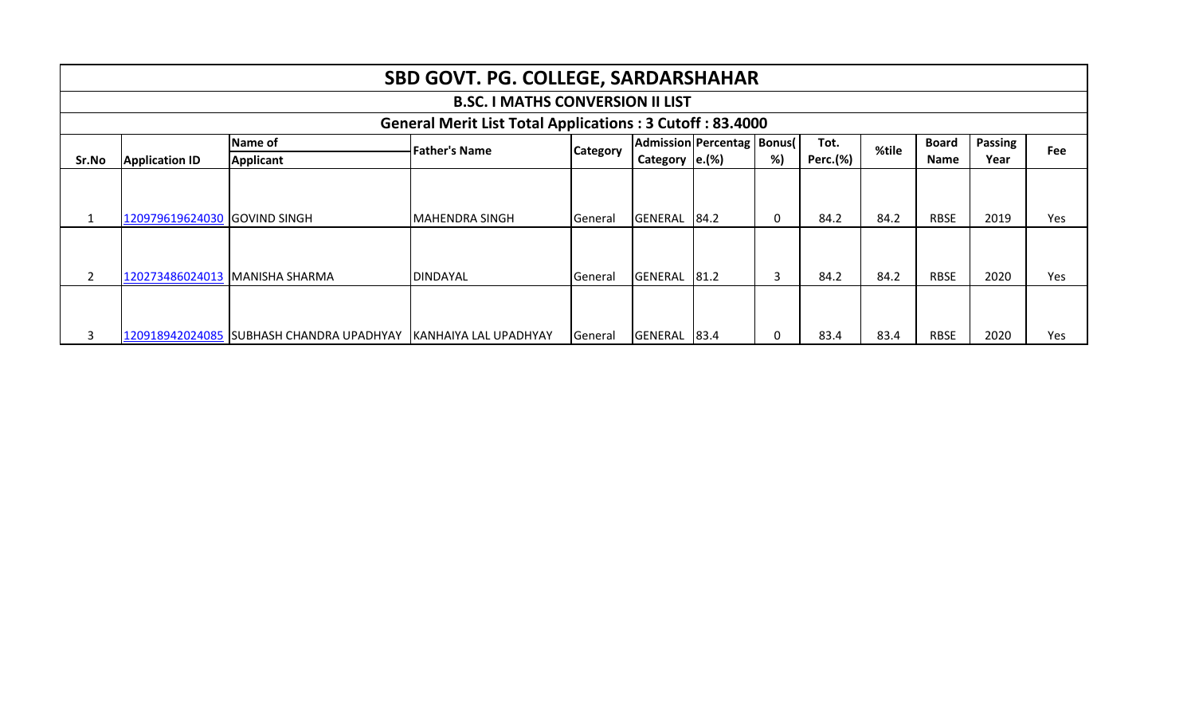# SBD GOVT. PG. COLLEGE, SARDARSHAHAR

## B.SC. I MATHS CONVERSION II LIST

### General Merit List Total Applications : 3 Cutoff : 83.4000

| Sr.No | Application ID | Name of Applicant | Father's Name | Category | Admission Category | Percentage.(%) | Bonus(%) | Tot. Perc.(%) | %tile | Board Name | Passing Year | Fee |
|---|---|---|---|---|---|---|---|---|---|---|---|---|
| 1 | 120979619624030 | GOVIND SINGH | MAHENDRA SINGH | General | GENERAL | 84.2 | 0 | 84.2 | 84.2 | RBSE | 2019 | Yes |
| 2 | 120273486024013 | MANISHA SHARMA | DINDAYAL | General | GENERAL | 81.2 | 3 | 84.2 | 84.2 | RBSE | 2020 | Yes |
| 3 | 120918942024085 | SUBHASH CHANDRA UPADHYAY | KANHAIYA LAL UPADHYAY | General | GENERAL | 83.4 | 0 | 83.4 | 83.4 | RBSE | 2020 | Yes |